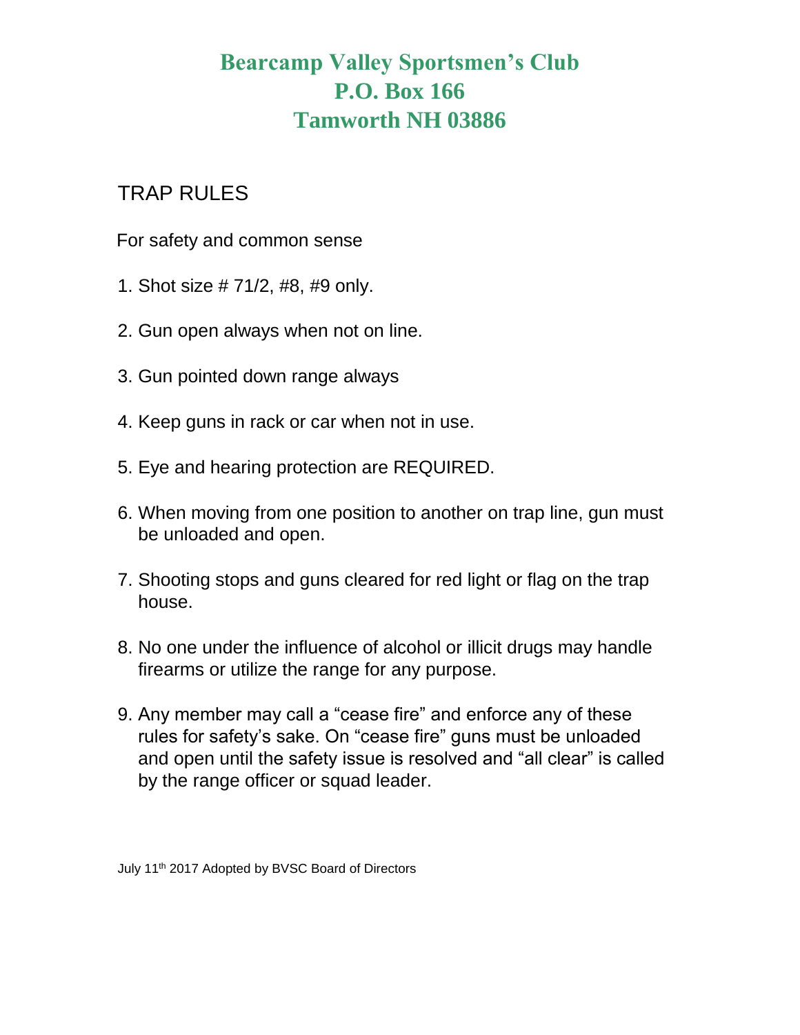# Bearcamp Valley Sportsmen's Club
# P.O. Box 166
# Tamworth NH 03886

## TRAP RULES

For safety and common sense

1. Shot size # 71/2, #8, #9 only.
2. Gun open always when not on line.
3. Gun pointed down range always
4. Keep guns in rack or car when not in use.
5. Eye and hearing protection are REQUIRED.
6. When moving from one position to another on trap line, gun must be unloaded and open.
7. Shooting stops and guns cleared for red light or flag on the trap house.
8. No one under the influence of alcohol or illicit drugs may handle firearms or utilize the range for any purpose.
9. Any member may call a "cease fire" and enforce any of these rules for safety's sake. On "cease fire" guns must be unloaded and open until the safety issue is resolved and "all clear" is called by the range officer or squad leader.

July 11th 2017 Adopted by BVSC Board of Directors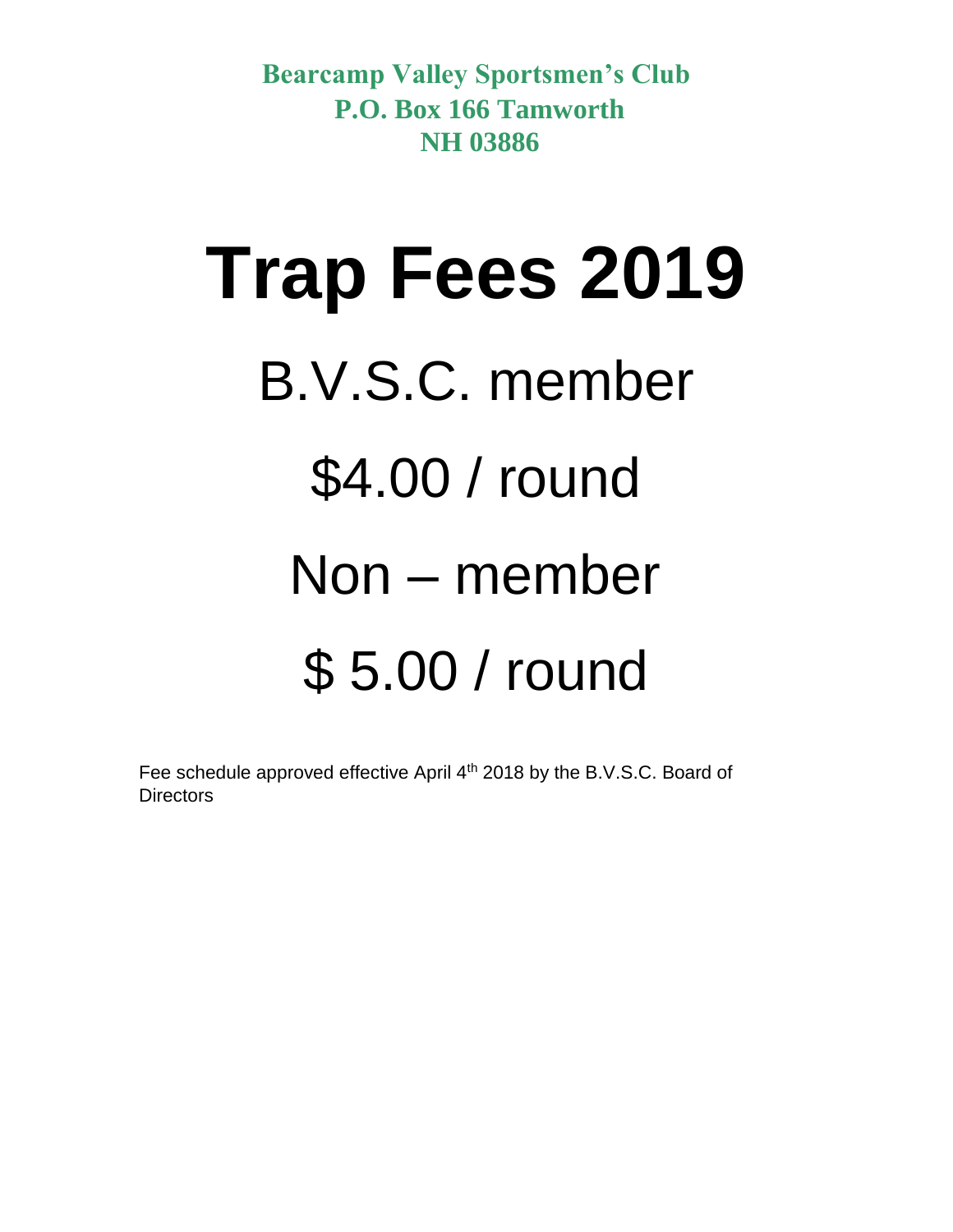**Bearcamp Valley Sportsmen's Club**
**P.O. Box 166 Tamworth**
**NH 03886**

# Trap Fees 2019

B.V.S.C. member

$4.00 / round

Non – member

$ 5.00 / round

Fee schedule approved effective April 4th 2018 by the B.V.S.C. Board of Directors